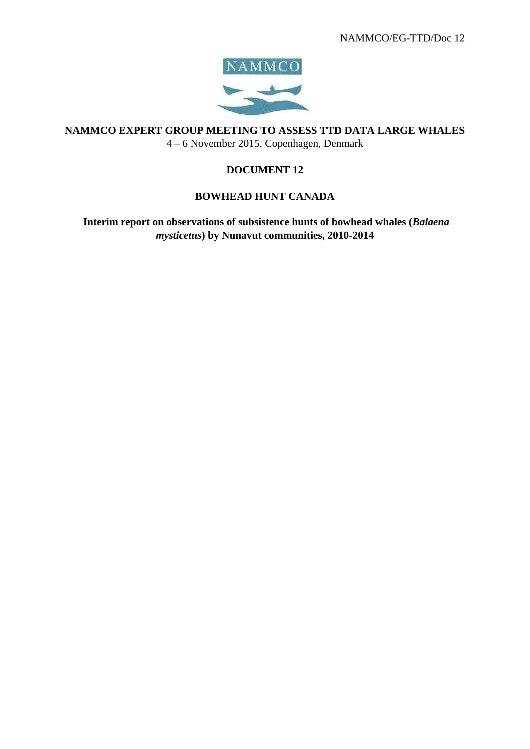NAMMCO/EG-TTD/Doc 12

NAMMCO

# NAMMCO EXPERT GROUP MEETING TO ASSESS TTD DATA LARGE WHALES

4 – 6 November 2015, Copenhagen, Denmark

## DOCUMENT 12

## BOWHEAD HUNT CANADA

**Interim report on observations of subsistence hunts of bowhead whales (*Balaena mysticetus*) by Nunavut communities, 2010-2014**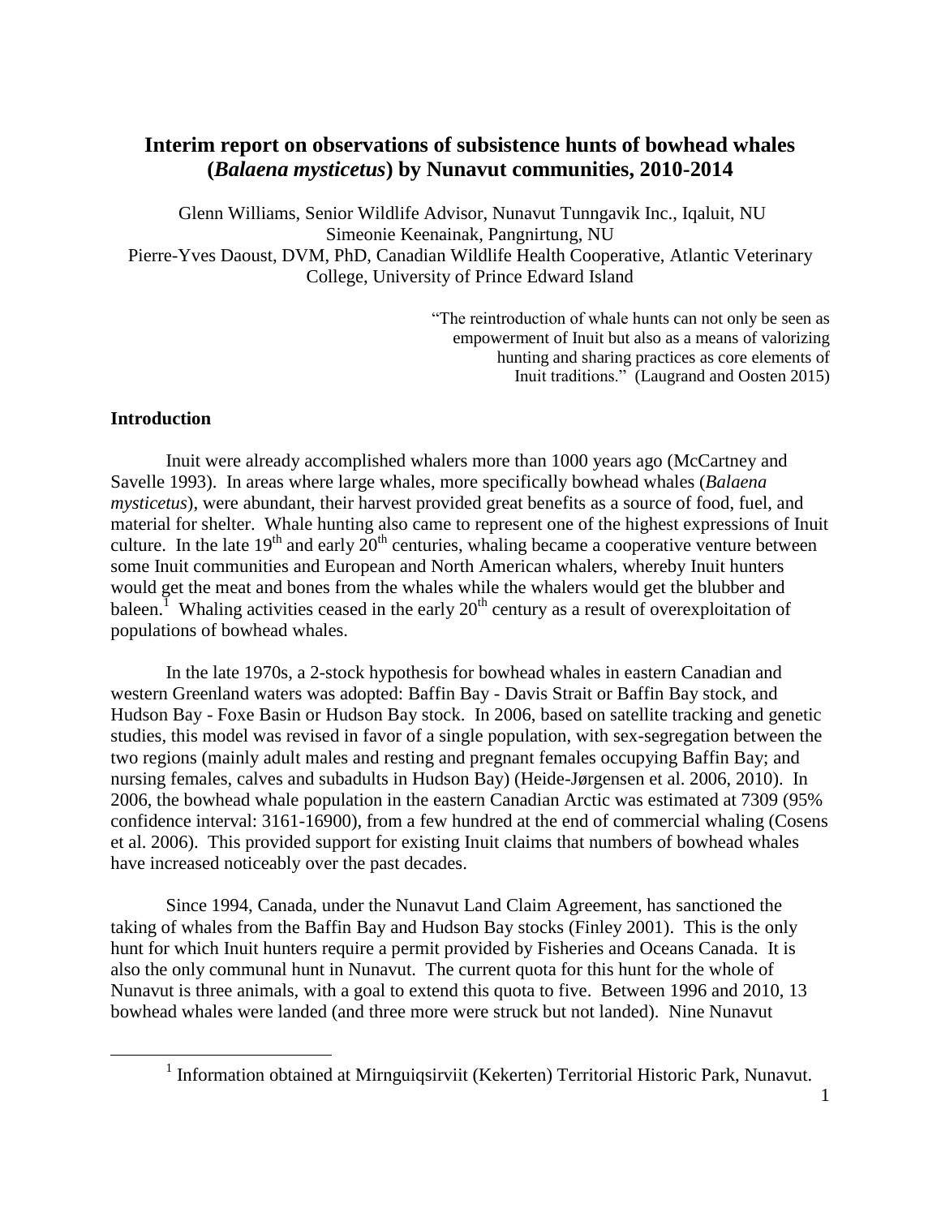# Interim report on observations of subsistence hunts of bowhead whales (*Balaena mysticetus*) by Nunavut communities, 2010-2014

Glenn Williams, Senior Wildlife Advisor, Nunavut Tunngavik Inc., Iqaluit, NU
Simeonie Keenainak, Pangnirtung, NU
Pierre-Yves Daoust, DVM, PhD, Canadian Wildlife Health Cooperative, Atlantic Veterinary College, University of Prince Edward Island

> "The reintroduction of whale hunts can not only be seen as empowerment of Inuit but also as a means of valorizing hunting and sharing practices as core elements of Inuit traditions." (Laugrand and Oosten 2015)

## Introduction

Inuit were already accomplished whalers more than 1000 years ago (McCartney and Savelle 1993). In areas where large whales, more specifically bowhead whales (*Balaena mysticetus*), were abundant, their harvest provided great benefits as a source of food, fuel, and material for shelter. Whale hunting also came to represent one of the highest expressions of Inuit culture. In the late 19th and early 20th centuries, whaling became a cooperative venture between some Inuit communities and European and North American whalers, whereby Inuit hunters would get the meat and bones from the whales while the whalers would get the blubber and baleen.[1] Whaling activities ceased in the early 20th century as a result of overexploitation of populations of bowhead whales.

In the late 1970s, a 2-stock hypothesis for bowhead whales in eastern Canadian and western Greenland waters was adopted: Baffin Bay - Davis Strait or Baffin Bay stock, and Hudson Bay - Foxe Basin or Hudson Bay stock. In 2006, based on satellite tracking and genetic studies, this model was revised in favor of a single population, with sex-segregation between the two regions (mainly adult males and resting and pregnant females occupying Baffin Bay; and nursing females, calves and subadults in Hudson Bay) (Heide-Jørgensen et al. 2006, 2010). In 2006, the bowhead whale population in the eastern Canadian Arctic was estimated at 7309 (95% confidence interval: 3161-16900), from a few hundred at the end of commercial whaling (Cosens et al. 2006). This provided support for existing Inuit claims that numbers of bowhead whales have increased noticeably over the past decades.

Since 1994, Canada, under the Nunavut Land Claim Agreement, has sanctioned the taking of whales from the Baffin Bay and Hudson Bay stocks (Finley 2001). This is the only hunt for which Inuit hunters require a permit provided by Fisheries and Oceans Canada. It is also the only communal hunt in Nunavut. The current quota for this hunt for the whole of Nunavut is three animals, with a goal to extend this quota to five. Between 1996 and 2010, 13 bowhead whales were landed (and three more were struck but not landed). Nine Nunavut

[1] Information obtained at Mirnguiqsirviit (Kekerten) Territorial Historic Park, Nunavut.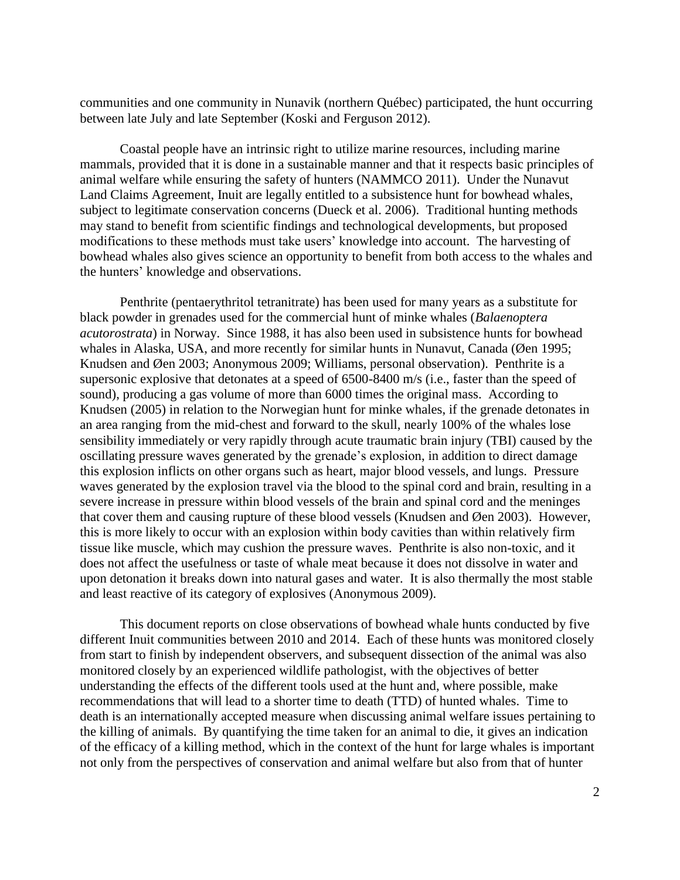communities and one community in Nunavik (northern Québec) participated, the hunt occurring between late July and late September (Koski and Ferguson 2012).

Coastal people have an intrinsic right to utilize marine resources, including marine mammals, provided that it is done in a sustainable manner and that it respects basic principles of animal welfare while ensuring the safety of hunters (NAMMCO 2011). Under the Nunavut Land Claims Agreement, Inuit are legally entitled to a subsistence hunt for bowhead whales, subject to legitimate conservation concerns (Dueck et al. 2006). Traditional hunting methods may stand to benefit from scientific findings and technological developments, but proposed modifications to these methods must take users' knowledge into account. The harvesting of bowhead whales also gives science an opportunity to benefit from both access to the whales and the hunters' knowledge and observations.

Penthrite (pentaerythritol tetranitrate) has been used for many years as a substitute for black powder in grenades used for the commercial hunt of minke whales (*Balaenoptera acutorostrata*) in Norway. Since 1988, it has also been used in subsistence hunts for bowhead whales in Alaska, USA, and more recently for similar hunts in Nunavut, Canada (Øen 1995; Knudsen and Øen 2003; Anonymous 2009; Williams, personal observation). Penthrite is a supersonic explosive that detonates at a speed of 6500-8400 m/s (i.e., faster than the speed of sound), producing a gas volume of more than 6000 times the original mass. According to Knudsen (2005) in relation to the Norwegian hunt for minke whales, if the grenade detonates in an area ranging from the mid-chest and forward to the skull, nearly 100% of the whales lose sensibility immediately or very rapidly through acute traumatic brain injury (TBI) caused by the oscillating pressure waves generated by the grenade's explosion, in addition to direct damage this explosion inflicts on other organs such as heart, major blood vessels, and lungs. Pressure waves generated by the explosion travel via the blood to the spinal cord and brain, resulting in a severe increase in pressure within blood vessels of the brain and spinal cord and the meninges that cover them and causing rupture of these blood vessels (Knudsen and Øen 2003). However, this is more likely to occur with an explosion within body cavities than within relatively firm tissue like muscle, which may cushion the pressure waves. Penthrite is also non-toxic, and it does not affect the usefulness or taste of whale meat because it does not dissolve in water and upon detonation it breaks down into natural gases and water. It is also thermally the most stable and least reactive of its category of explosives (Anonymous 2009).

This document reports on close observations of bowhead whale hunts conducted by five different Inuit communities between 2010 and 2014. Each of these hunts was monitored closely from start to finish by independent observers, and subsequent dissection of the animal was also monitored closely by an experienced wildlife pathologist, with the objectives of better understanding the effects of the different tools used at the hunt and, where possible, make recommendations that will lead to a shorter time to death (TTD) of hunted whales. Time to death is an internationally accepted measure when discussing animal welfare issues pertaining to the killing of animals. By quantifying the time taken for an animal to die, it gives an indication of the efficacy of a killing method, which in the context of the hunt for large whales is important not only from the perspectives of conservation and animal welfare but also from that of hunter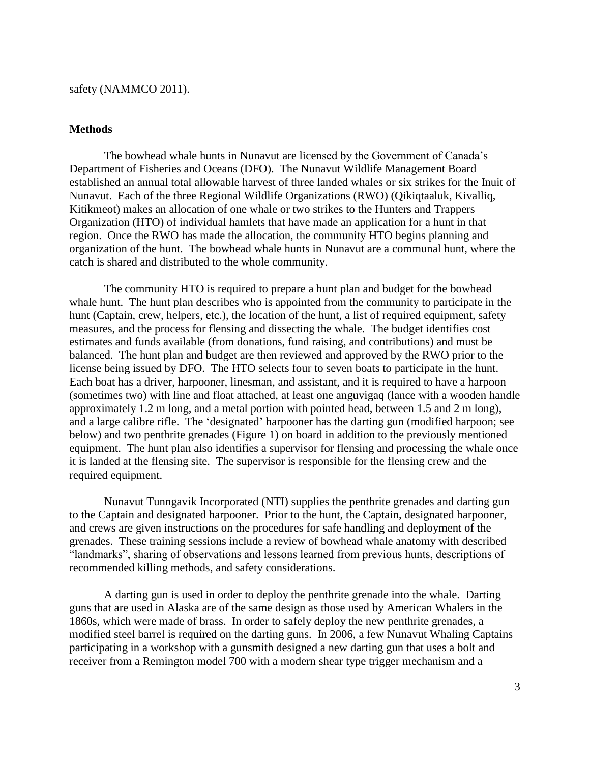safety (NAMMCO 2011).

## Methods

The bowhead whale hunts in Nunavut are licensed by the Government of Canada's Department of Fisheries and Oceans (DFO). The Nunavut Wildlife Management Board established an annual total allowable harvest of three landed whales or six strikes for the Inuit of Nunavut. Each of the three Regional Wildlife Organizations (RWO) (Qikiqtaaluk, Kivalliq, Kitikmeot) makes an allocation of one whale or two strikes to the Hunters and Trappers Organization (HTO) of individual hamlets that have made an application for a hunt in that region. Once the RWO has made the allocation, the community HTO begins planning and organization of the hunt. The bowhead whale hunts in Nunavut are a communal hunt, where the catch is shared and distributed to the whole community.

The community HTO is required to prepare a hunt plan and budget for the bowhead whale hunt. The hunt plan describes who is appointed from the community to participate in the hunt (Captain, crew, helpers, etc.), the location of the hunt, a list of required equipment, safety measures, and the process for flensing and dissecting the whale. The budget identifies cost estimates and funds available (from donations, fund raising, and contributions) and must be balanced. The hunt plan and budget are then reviewed and approved by the RWO prior to the license being issued by DFO. The HTO selects four to seven boats to participate in the hunt. Each boat has a driver, harpooner, linesman, and assistant, and it is required to have a harpoon (sometimes two) with line and float attached, at least one anguvigaq (lance with a wooden handle approximately 1.2 m long, and a metal portion with pointed head, between 1.5 and 2 m long), and a large calibre rifle. The 'designated' harpooner has the darting gun (modified harpoon; see below) and two penthrite grenades (Figure 1) on board in addition to the previously mentioned equipment. The hunt plan also identifies a supervisor for flensing and processing the whale once it is landed at the flensing site. The supervisor is responsible for the flensing crew and the required equipment.

Nunavut Tunngavik Incorporated (NTI) supplies the penthrite grenades and darting gun to the Captain and designated harpooner. Prior to the hunt, the Captain, designated harpooner, and crews are given instructions on the procedures for safe handling and deployment of the grenades. These training sessions include a review of bowhead whale anatomy with described "landmarks", sharing of observations and lessons learned from previous hunts, descriptions of recommended killing methods, and safety considerations.

A darting gun is used in order to deploy the penthrite grenade into the whale. Darting guns that are used in Alaska are of the same design as those used by American Whalers in the 1860s, which were made of brass. In order to safely deploy the new penthrite grenades, a modified steel barrel is required on the darting guns. In 2006, a few Nunavut Whaling Captains participating in a workshop with a gunsmith designed a new darting gun that uses a bolt and receiver from a Remington model 700 with a modern shear type trigger mechanism and a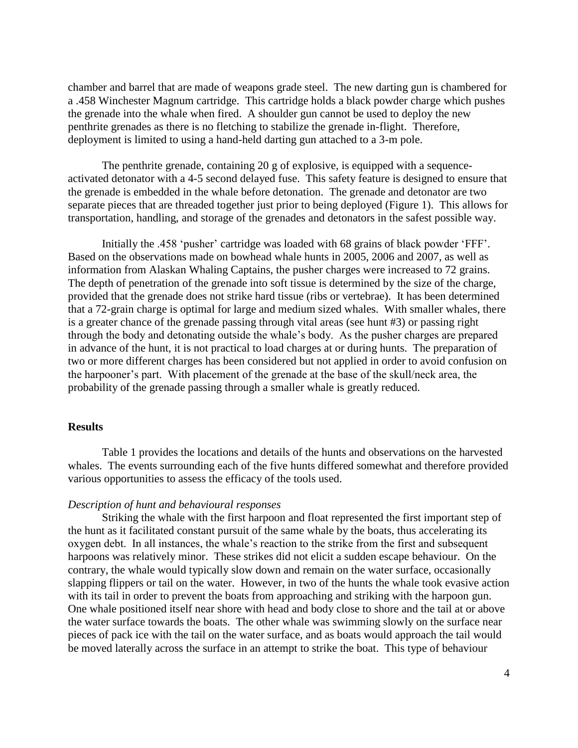chamber and barrel that are made of weapons grade steel. The new darting gun is chambered for a .458 Winchester Magnum cartridge. This cartridge holds a black powder charge which pushes the grenade into the whale when fired. A shoulder gun cannot be used to deploy the new penthrite grenades as there is no fletching to stabilize the grenade in-flight. Therefore, deployment is limited to using a hand-held darting gun attached to a 3-m pole.

The penthrite grenade, containing 20 g of explosive, is equipped with a sequence-activated detonator with a 4-5 second delayed fuse. This safety feature is designed to ensure that the grenade is embedded in the whale before detonation. The grenade and detonator are two separate pieces that are threaded together just prior to being deployed (Figure 1). This allows for transportation, handling, and storage of the grenades and detonators in the safest possible way.

Initially the .458 'pusher' cartridge was loaded with 68 grains of black powder 'FFF'. Based on the observations made on bowhead whale hunts in 2005, 2006 and 2007, as well as information from Alaskan Whaling Captains, the pusher charges were increased to 72 grains. The depth of penetration of the grenade into soft tissue is determined by the size of the charge, provided that the grenade does not strike hard tissue (ribs or vertebrae). It has been determined that a 72-grain charge is optimal for large and medium sized whales. With smaller whales, there is a greater chance of the grenade passing through vital areas (see hunt #3) or passing right through the body and detonating outside the whale's body. As the pusher charges are prepared in advance of the hunt, it is not practical to load charges at or during hunts. The preparation of two or more different charges has been considered but not applied in order to avoid confusion on the harpooner's part. With placement of the grenade at the base of the skull/neck area, the probability of the grenade passing through a smaller whale is greatly reduced.

## Results

Table 1 provides the locations and details of the hunts and observations on the harvested whales. The events surrounding each of the five hunts differed somewhat and therefore provided various opportunities to assess the efficacy of the tools used.

### *Description of hunt and behavioural responses*

Striking the whale with the first harpoon and float represented the first important step of the hunt as it facilitated constant pursuit of the same whale by the boats, thus accelerating its oxygen debt. In all instances, the whale's reaction to the strike from the first and subsequent harpoons was relatively minor. These strikes did not elicit a sudden escape behaviour. On the contrary, the whale would typically slow down and remain on the water surface, occasionally slapping flippers or tail on the water. However, in two of the hunts the whale took evasive action with its tail in order to prevent the boats from approaching and striking with the harpoon gun. One whale positioned itself near shore with head and body close to shore and the tail at or above the water surface towards the boats. The other whale was swimming slowly on the surface near pieces of pack ice with the tail on the water surface, and as boats would approach the tail would be moved laterally across the surface in an attempt to strike the boat. This type of behaviour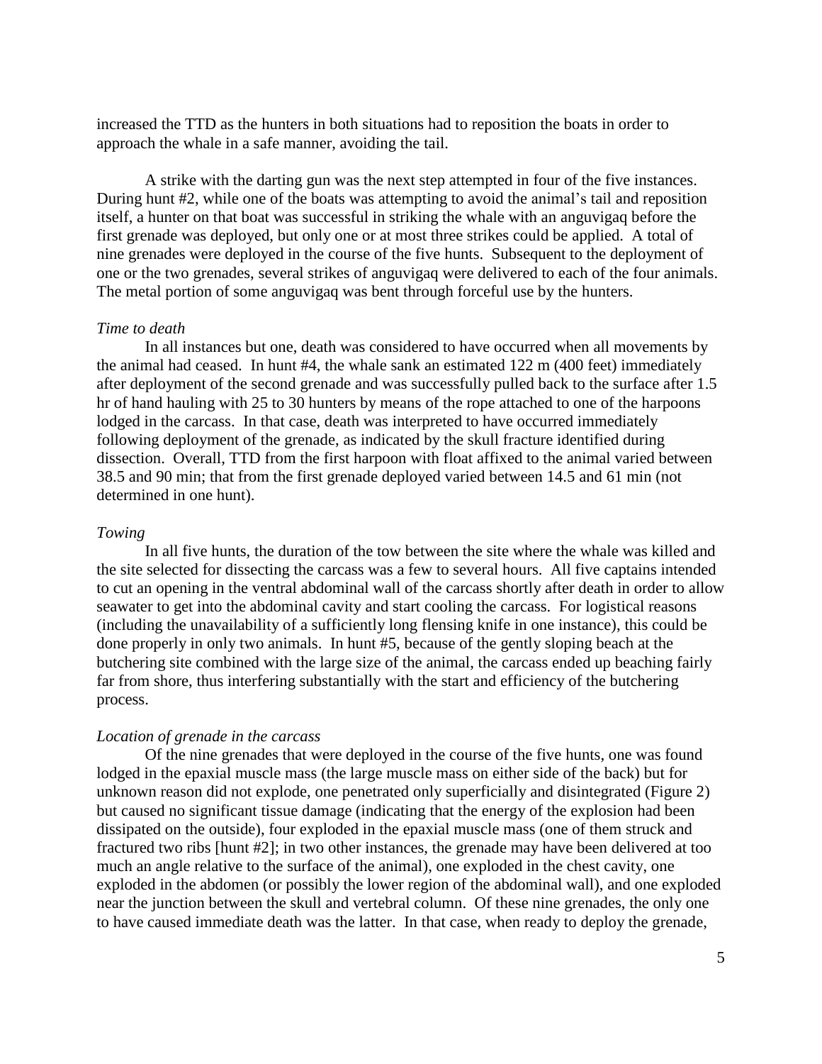increased the TTD as the hunters in both situations had to reposition the boats in order to approach the whale in a safe manner, avoiding the tail.

A strike with the darting gun was the next step attempted in four of the five instances. During hunt #2, while one of the boats was attempting to avoid the animal's tail and reposition itself, a hunter on that boat was successful in striking the whale with an anguvigaq before the first grenade was deployed, but only one or at most three strikes could be applied. A total of nine grenades were deployed in the course of the five hunts. Subsequent to the deployment of one or the two grenades, several strikes of anguvigaq were delivered to each of the four animals. The metal portion of some anguvigaq was bent through forceful use by the hunters.

*Time to death*

In all instances but one, death was considered to have occurred when all movements by the animal had ceased. In hunt #4, the whale sank an estimated 122 m (400 feet) immediately after deployment of the second grenade and was successfully pulled back to the surface after 1.5 hr of hand hauling with 25 to 30 hunters by means of the rope attached to one of the harpoons lodged in the carcass. In that case, death was interpreted to have occurred immediately following deployment of the grenade, as indicated by the skull fracture identified during dissection. Overall, TTD from the first harpoon with float affixed to the animal varied between 38.5 and 90 min; that from the first grenade deployed varied between 14.5 and 61 min (not determined in one hunt).

*Towing*

In all five hunts, the duration of the tow between the site where the whale was killed and the site selected for dissecting the carcass was a few to several hours. All five captains intended to cut an opening in the ventral abdominal wall of the carcass shortly after death in order to allow seawater to get into the abdominal cavity and start cooling the carcass. For logistical reasons (including the unavailability of a sufficiently long flensing knife in one instance), this could be done properly in only two animals. In hunt #5, because of the gently sloping beach at the butchering site combined with the large size of the animal, the carcass ended up beaching fairly far from shore, thus interfering substantially with the start and efficiency of the butchering process.

*Location of grenade in the carcass*

Of the nine grenades that were deployed in the course of the five hunts, one was found lodged in the epaxial muscle mass (the large muscle mass on either side of the back) but for unknown reason did not explode, one penetrated only superficially and disintegrated (Figure 2) but caused no significant tissue damage (indicating that the energy of the explosion had been dissipated on the outside), four exploded in the epaxial muscle mass (one of them struck and fractured two ribs [hunt #2]; in two other instances, the grenade may have been delivered at too much an angle relative to the surface of the animal), one exploded in the chest cavity, one exploded in the abdomen (or possibly the lower region of the abdominal wall), and one exploded near the junction between the skull and vertebral column. Of these nine grenades, the only one to have caused immediate death was the latter. In that case, when ready to deploy the grenade,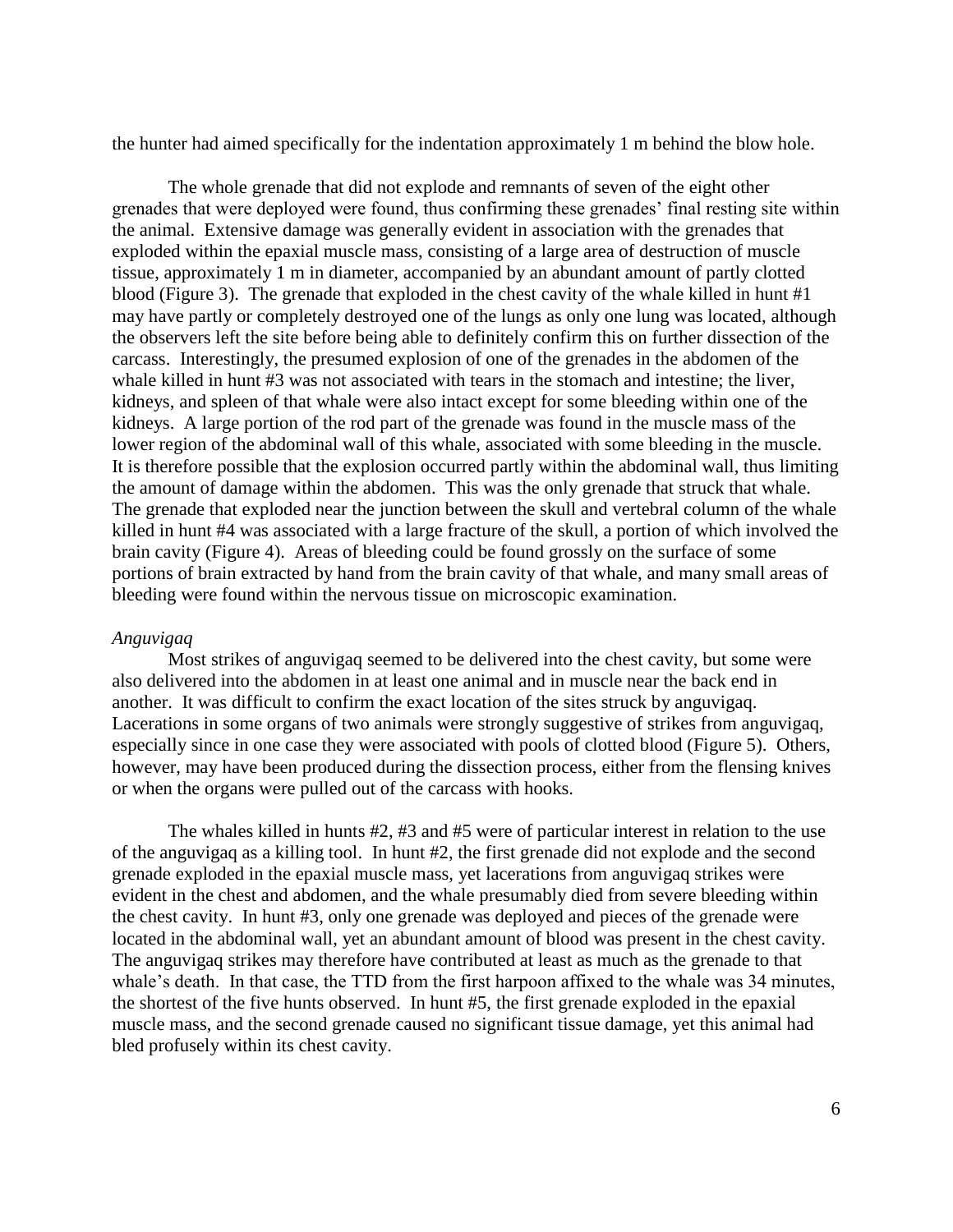the hunter had aimed specifically for the indentation approximately 1 m behind the blow hole.

The whole grenade that did not explode and remnants of seven of the eight other grenades that were deployed were found, thus confirming these grenades' final resting site within the animal. Extensive damage was generally evident in association with the grenades that exploded within the epaxial muscle mass, consisting of a large area of destruction of muscle tissue, approximately 1 m in diameter, accompanied by an abundant amount of partly clotted blood (Figure 3). The grenade that exploded in the chest cavity of the whale killed in hunt #1 may have partly or completely destroyed one of the lungs as only one lung was located, although the observers left the site before being able to definitely confirm this on further dissection of the carcass. Interestingly, the presumed explosion of one of the grenades in the abdomen of the whale killed in hunt #3 was not associated with tears in the stomach and intestine; the liver, kidneys, and spleen of that whale were also intact except for some bleeding within one of the kidneys. A large portion of the rod part of the grenade was found in the muscle mass of the lower region of the abdominal wall of this whale, associated with some bleeding in the muscle. It is therefore possible that the explosion occurred partly within the abdominal wall, thus limiting the amount of damage within the abdomen. This was the only grenade that struck that whale. The grenade that exploded near the junction between the skull and vertebral column of the whale killed in hunt #4 was associated with a large fracture of the skull, a portion of which involved the brain cavity (Figure 4). Areas of bleeding could be found grossly on the surface of some portions of brain extracted by hand from the brain cavity of that whale, and many small areas of bleeding were found within the nervous tissue on microscopic examination.

*Anguvigaq*

Most strikes of anguvigaq seemed to be delivered into the chest cavity, but some were also delivered into the abdomen in at least one animal and in muscle near the back end in another. It was difficult to confirm the exact location of the sites struck by anguvigaq. Lacerations in some organs of two animals were strongly suggestive of strikes from anguvigaq, especially since in one case they were associated with pools of clotted blood (Figure 5). Others, however, may have been produced during the dissection process, either from the flensing knives or when the organs were pulled out of the carcass with hooks.

The whales killed in hunts #2, #3 and #5 were of particular interest in relation to the use of the anguvigaq as a killing tool. In hunt #2, the first grenade did not explode and the second grenade exploded in the epaxial muscle mass, yet lacerations from anguvigaq strikes were evident in the chest and abdomen, and the whale presumably died from severe bleeding within the chest cavity. In hunt #3, only one grenade was deployed and pieces of the grenade were located in the abdominal wall, yet an abundant amount of blood was present in the chest cavity. The anguvigaq strikes may therefore have contributed at least as much as the grenade to that whale's death. In that case, the TTD from the first harpoon affixed to the whale was 34 minutes, the shortest of the five hunts observed. In hunt #5, the first grenade exploded in the epaxial muscle mass, and the second grenade caused no significant tissue damage, yet this animal had bled profusely within its chest cavity.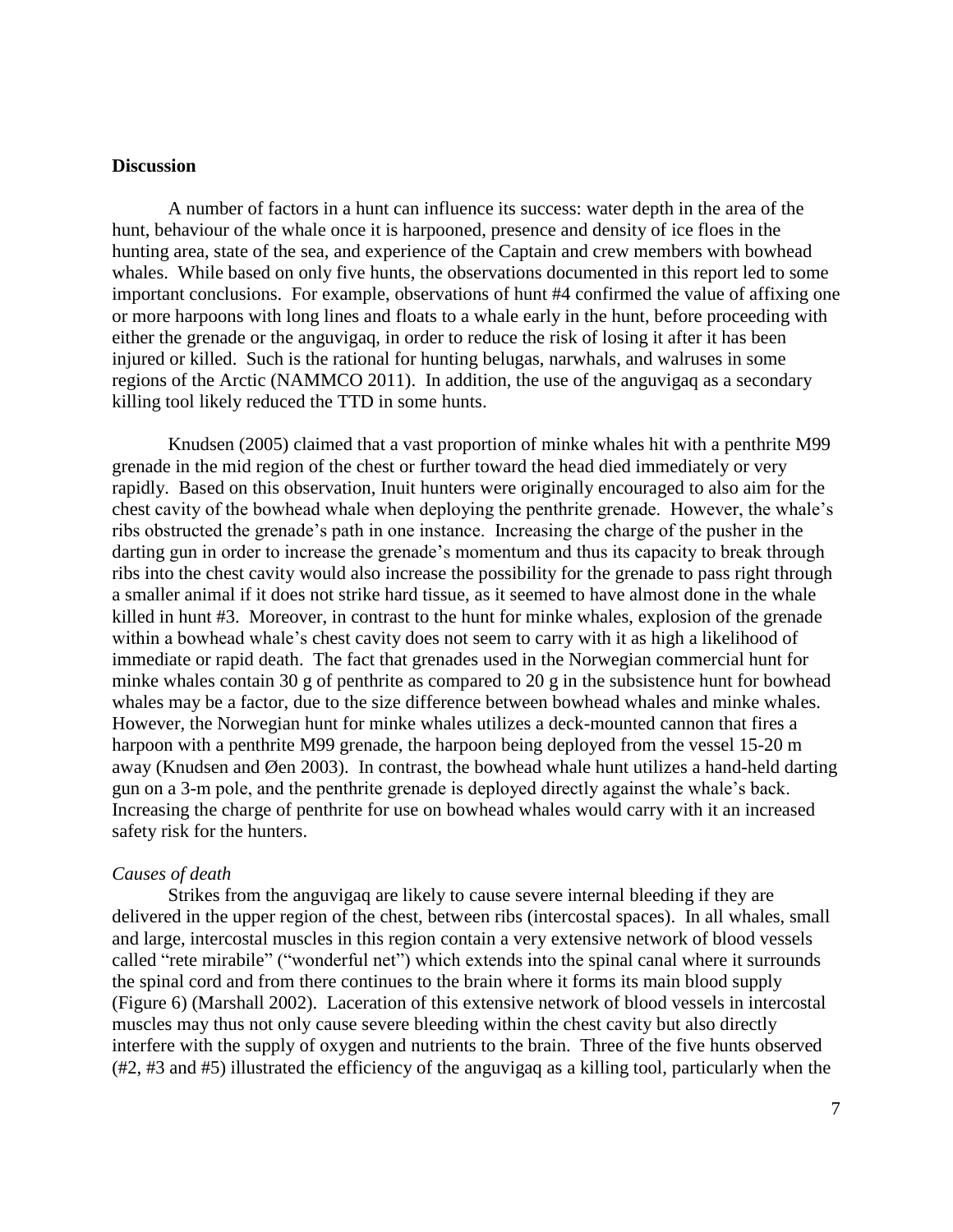## Discussion

A number of factors in a hunt can influence its success: water depth in the area of the hunt, behaviour of the whale once it is harpooned, presence and density of ice floes in the hunting area, state of the sea, and experience of the Captain and crew members with bowhead whales. While based on only five hunts, the observations documented in this report led to some important conclusions. For example, observations of hunt #4 confirmed the value of affixing one or more harpoons with long lines and floats to a whale early in the hunt, before proceeding with either the grenade or the anguvigaq, in order to reduce the risk of losing it after it has been injured or killed. Such is the rational for hunting belugas, narwhals, and walruses in some regions of the Arctic (NAMMCO 2011). In addition, the use of the anguvigaq as a secondary killing tool likely reduced the TTD in some hunts.

Knudsen (2005) claimed that a vast proportion of minke whales hit with a penthrite M99 grenade in the mid region of the chest or further toward the head died immediately or very rapidly. Based on this observation, Inuit hunters were originally encouraged to also aim for the chest cavity of the bowhead whale when deploying the penthrite grenade. However, the whale's ribs obstructed the grenade's path in one instance. Increasing the charge of the pusher in the darting gun in order to increase the grenade's momentum and thus its capacity to break through ribs into the chest cavity would also increase the possibility for the grenade to pass right through a smaller animal if it does not strike hard tissue, as it seemed to have almost done in the whale killed in hunt #3. Moreover, in contrast to the hunt for minke whales, explosion of the grenade within a bowhead whale's chest cavity does not seem to carry with it as high a likelihood of immediate or rapid death. The fact that grenades used in the Norwegian commercial hunt for minke whales contain 30 g of penthrite as compared to 20 g in the subsistence hunt for bowhead whales may be a factor, due to the size difference between bowhead whales and minke whales. However, the Norwegian hunt for minke whales utilizes a deck-mounted cannon that fires a harpoon with a penthrite M99 grenade, the harpoon being deployed from the vessel 15-20 m away (Knudsen and Øen 2003). In contrast, the bowhead whale hunt utilizes a hand-held darting gun on a 3-m pole, and the penthrite grenade is deployed directly against the whale's back. Increasing the charge of penthrite for use on bowhead whales would carry with it an increased safety risk for the hunters.

### *Causes of death*

Strikes from the anguvigaq are likely to cause severe internal bleeding if they are delivered in the upper region of the chest, between ribs (intercostal spaces). In all whales, small and large, intercostal muscles in this region contain a very extensive network of blood vessels called "rete mirabile" ("wonderful net") which extends into the spinal canal where it surrounds the spinal cord and from there continues to the brain where it forms its main blood supply (Figure 6) (Marshall 2002). Laceration of this extensive network of blood vessels in intercostal muscles may thus not only cause severe bleeding within the chest cavity but also directly interfere with the supply of oxygen and nutrients to the brain. Three of the five hunts observed (#2, #3 and #5) illustrated the efficiency of the anguvigaq as a killing tool, particularly when the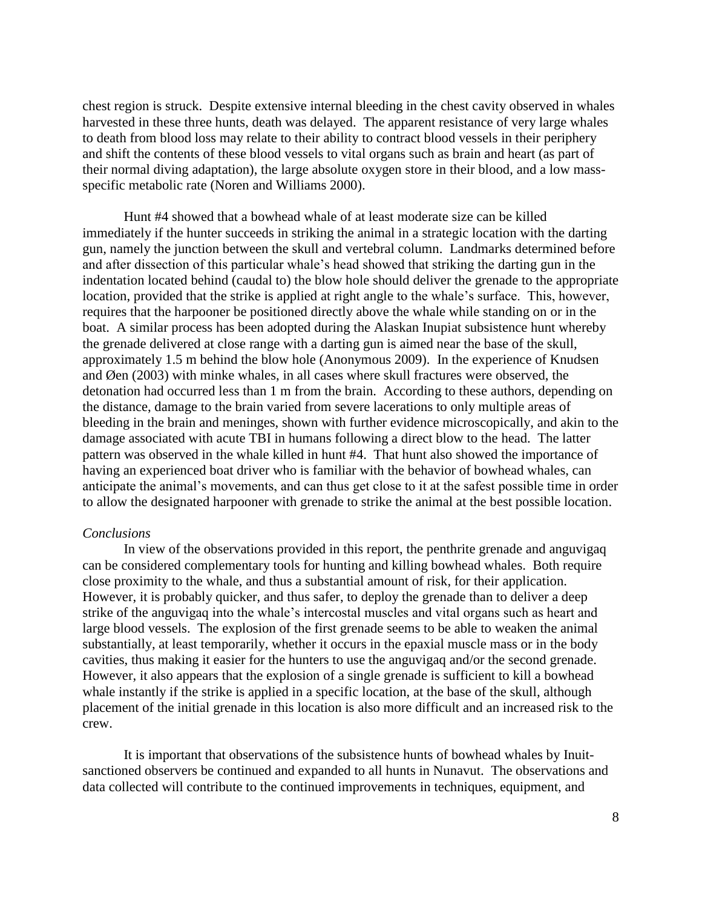chest region is struck. Despite extensive internal bleeding in the chest cavity observed in whales harvested in these three hunts, death was delayed. The apparent resistance of very large whales to death from blood loss may relate to their ability to contract blood vessels in their periphery and shift the contents of these blood vessels to vital organs such as brain and heart (as part of their normal diving adaptation), the large absolute oxygen store in their blood, and a low mass-specific metabolic rate (Noren and Williams 2000).

Hunt #4 showed that a bowhead whale of at least moderate size can be killed immediately if the hunter succeeds in striking the animal in a strategic location with the darting gun, namely the junction between the skull and vertebral column. Landmarks determined before and after dissection of this particular whale's head showed that striking the darting gun in the indentation located behind (caudal to) the blow hole should deliver the grenade to the appropriate location, provided that the strike is applied at right angle to the whale's surface. This, however, requires that the harpooner be positioned directly above the whale while standing on or in the boat. A similar process has been adopted during the Alaskan Inupiat subsistence hunt whereby the grenade delivered at close range with a darting gun is aimed near the base of the skull, approximately 1.5 m behind the blow hole (Anonymous 2009). In the experience of Knudsen and Øen (2003) with minke whales, in all cases where skull fractures were observed, the detonation had occurred less than 1 m from the brain. According to these authors, depending on the distance, damage to the brain varied from severe lacerations to only multiple areas of bleeding in the brain and meninges, shown with further evidence microscopically, and akin to the damage associated with acute TBI in humans following a direct blow to the head. The latter pattern was observed in the whale killed in hunt #4. That hunt also showed the importance of having an experienced boat driver who is familiar with the behavior of bowhead whales, can anticipate the animal's movements, and can thus get close to it at the safest possible time in order to allow the designated harpooner with grenade to strike the animal at the best possible location.

*Conclusions*

In view of the observations provided in this report, the penthrite grenade and anguvigaq can be considered complementary tools for hunting and killing bowhead whales. Both require close proximity to the whale, and thus a substantial amount of risk, for their application. However, it is probably quicker, and thus safer, to deploy the grenade than to deliver a deep strike of the anguvigaq into the whale's intercostal muscles and vital organs such as heart and large blood vessels. The explosion of the first grenade seems to be able to weaken the animal substantially, at least temporarily, whether it occurs in the epaxial muscle mass or in the body cavities, thus making it easier for the hunters to use the anguvigaq and/or the second grenade. However, it also appears that the explosion of a single grenade is sufficient to kill a bowhead whale instantly if the strike is applied in a specific location, at the base of the skull, although placement of the initial grenade in this location is also more difficult and an increased risk to the crew.

It is important that observations of the subsistence hunts of bowhead whales by Inuit-sanctioned observers be continued and expanded to all hunts in Nunavut. The observations and data collected will contribute to the continued improvements in techniques, equipment, and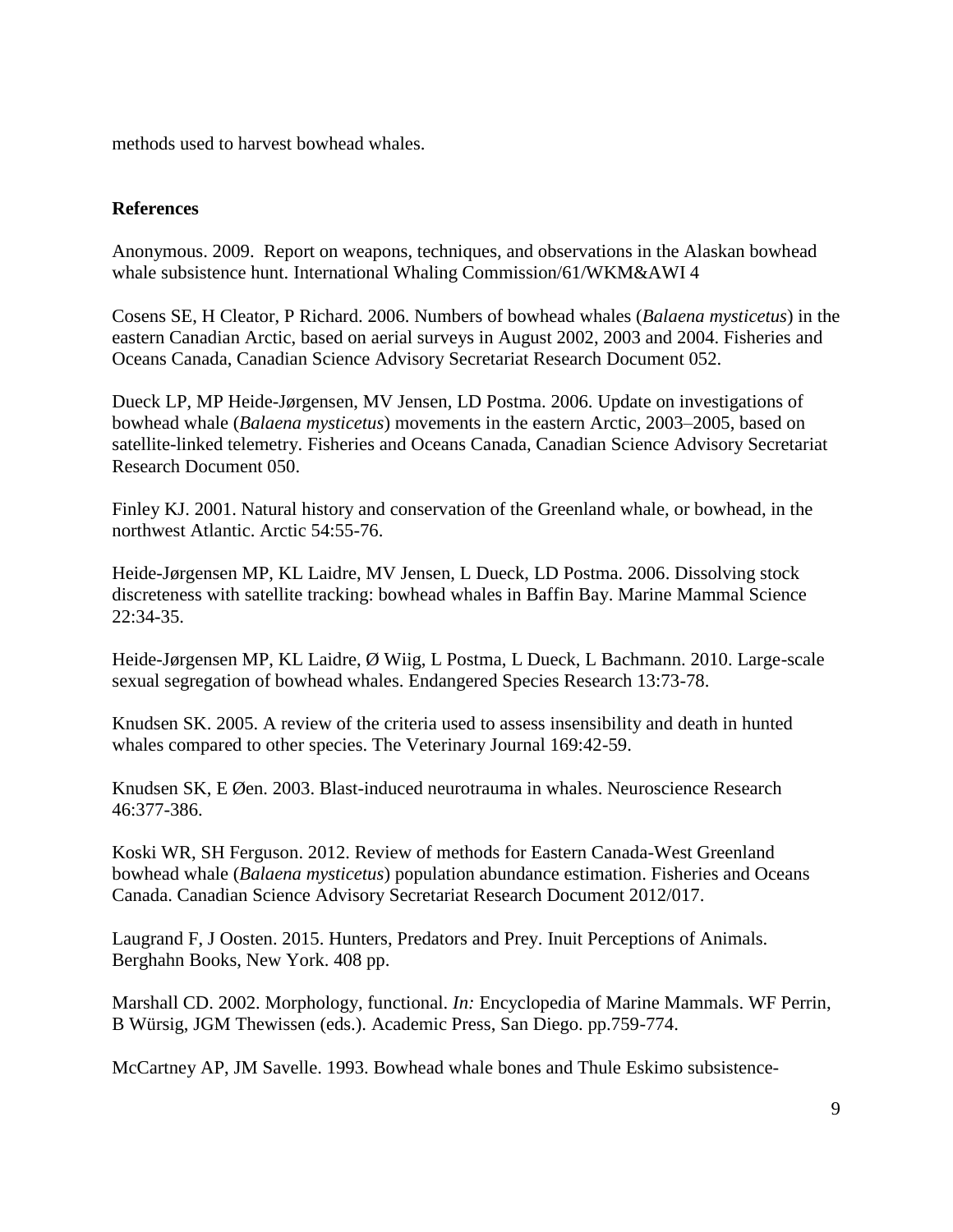methods used to harvest bowhead whales.

**References**

Anonymous. 2009. Report on weapons, techniques, and observations in the Alaskan bowhead whale subsistence hunt. International Whaling Commission/61/WKM&AWI 4

Cosens SE, H Cleator, P Richard. 2006. Numbers of bowhead whales (*Balaena mysticetus*) in the eastern Canadian Arctic, based on aerial surveys in August 2002, 2003 and 2004. Fisheries and Oceans Canada, Canadian Science Advisory Secretariat Research Document 052.

Dueck LP, MP Heide-Jørgensen, MV Jensen, LD Postma. 2006. Update on investigations of bowhead whale (*Balaena mysticetus*) movements in the eastern Arctic, 2003–2005, based on satellite-linked telemetry. Fisheries and Oceans Canada, Canadian Science Advisory Secretariat Research Document 050.

Finley KJ. 2001. Natural history and conservation of the Greenland whale, or bowhead, in the northwest Atlantic. Arctic 54:55-76.

Heide-Jørgensen MP, KL Laidre, MV Jensen, L Dueck, LD Postma. 2006. Dissolving stock discreteness with satellite tracking: bowhead whales in Baffin Bay. Marine Mammal Science 22:34-35.

Heide-Jørgensen MP, KL Laidre, Ø Wiig, L Postma, L Dueck, L Bachmann. 2010. Large-scale sexual segregation of bowhead whales. Endangered Species Research 13:73-78.

Knudsen SK. 2005. A review of the criteria used to assess insensibility and death in hunted whales compared to other species. The Veterinary Journal 169:42-59.

Knudsen SK, E Øen. 2003. Blast-induced neurotrauma in whales. Neuroscience Research 46:377-386.

Koski WR, SH Ferguson. 2012. Review of methods for Eastern Canada-West Greenland bowhead whale (*Balaena mysticetus*) population abundance estimation. Fisheries and Oceans Canada. Canadian Science Advisory Secretariat Research Document 2012/017.

Laugrand F, J Oosten. 2015. Hunters, Predators and Prey. Inuit Perceptions of Animals. Berghahn Books, New York. 408 pp.

Marshall CD. 2002. Morphology, functional. *In:* Encyclopedia of Marine Mammals. WF Perrin, B Würsig, JGM Thewissen (eds.). Academic Press, San Diego. pp.759-774.

McCartney AP, JM Savelle. 1993. Bowhead whale bones and Thule Eskimo subsistence-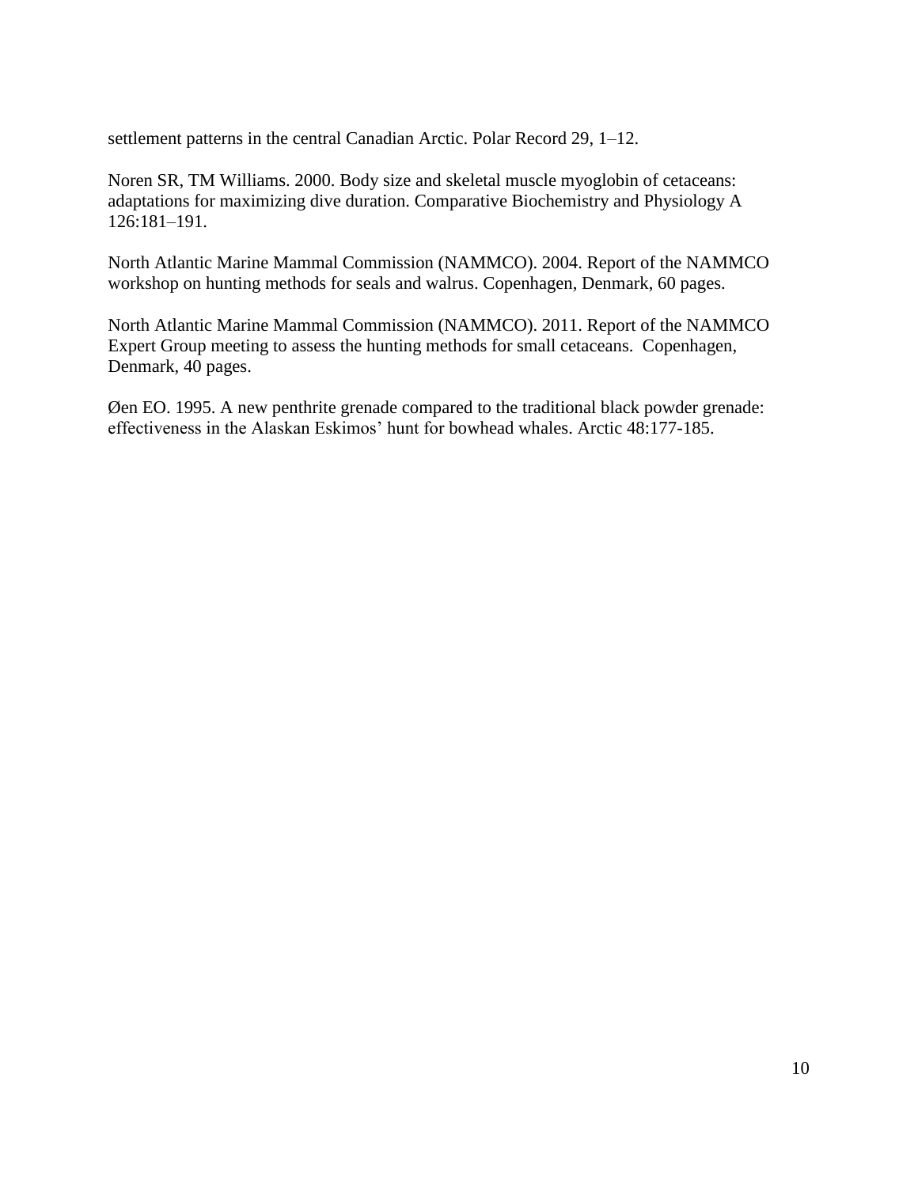settlement patterns in the central Canadian Arctic. Polar Record 29, 1–12.

Noren SR, TM Williams. 2000. Body size and skeletal muscle myoglobin of cetaceans: adaptations for maximizing dive duration. Comparative Biochemistry and Physiology A 126:181–191.

North Atlantic Marine Mammal Commission (NAMMCO). 2004. Report of the NAMMCO workshop on hunting methods for seals and walrus. Copenhagen, Denmark, 60 pages.

North Atlantic Marine Mammal Commission (NAMMCO). 2011. Report of the NAMMCO Expert Group meeting to assess the hunting methods for small cetaceans. Copenhagen, Denmark, 40 pages.

Øen EO. 1995. A new penthrite grenade compared to the traditional black powder grenade: effectiveness in the Alaskan Eskimos' hunt for bowhead whales. Arctic 48:177-185.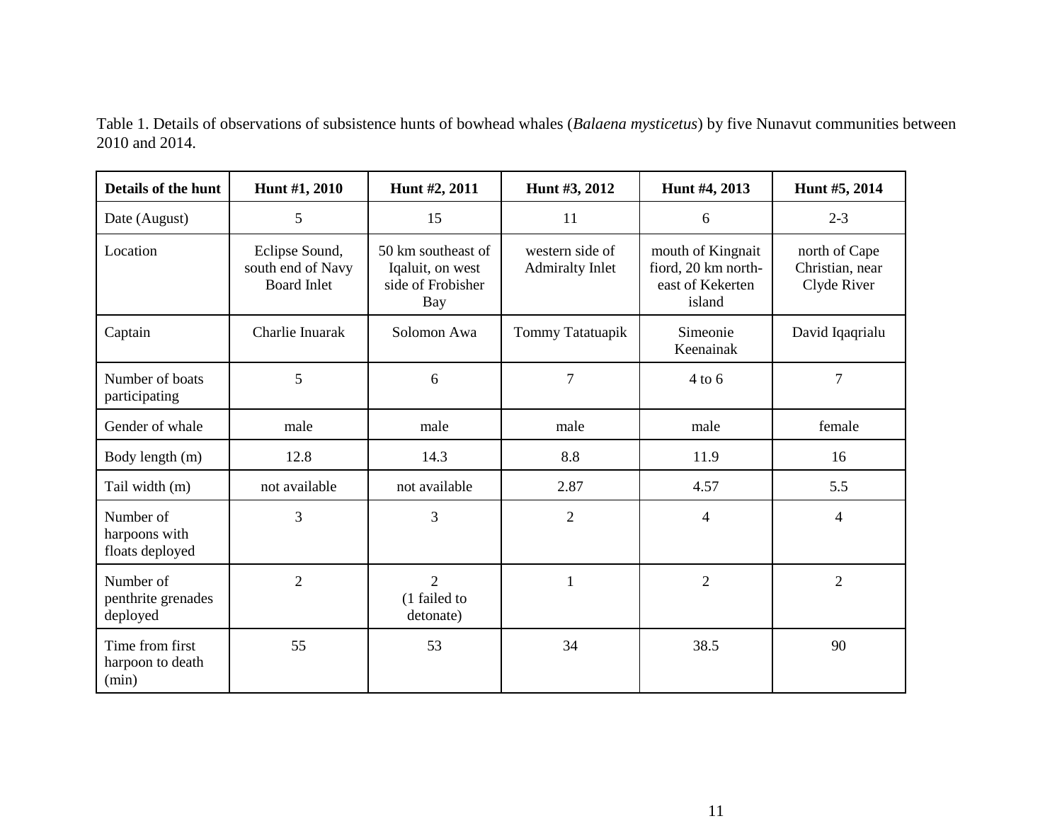Table 1. Details of observations of subsistence hunts of bowhead whales (*Balaena mysticetus*) by five Nunavut communities between 2010 and 2014.

| Details of the hunt | Hunt #1, 2010 | Hunt #2, 2011 | Hunt #3, 2012 | Hunt #4, 2013 | Hunt #5, 2014 |
|---|---|---|---|---|---|
| Date (August) | 5 | 15 | 11 | 6 | 2-3 |
| Location | Eclipse Sound, south end of Navy Board Inlet | 50 km southeast of Iqaluit, on west side of Frobisher Bay | western side of Admiralty Inlet | mouth of Kingnait fiord, 20 km north-east of Kekerten island | north of Cape Christian, near Clyde River |
| Captain | Charlie Inuarak | Solomon Awa | Tommy Tatatuapik | Simeonie Keenainak | David Iqaqrialu |
| Number of boats participating | 5 | 6 | 7 | 4 to 6 | 7 |
| Gender of whale | male | male | male | male | female |
| Body length (m) | 12.8 | 14.3 | 8.8 | 11.9 | 16 |
| Tail width (m) | not available | not available | 2.87 | 4.57 | 5.5 |
| Number of harpoons with floats deployed | 3 | 3 | 2 | 4 | 4 |
| Number of penthrite grenades deployed | 2 | 2 (1 failed to detonate) | 1 | 2 | 2 |
| Time from first harpoon to death (min) | 55 | 53 | 34 | 38.5 | 90 |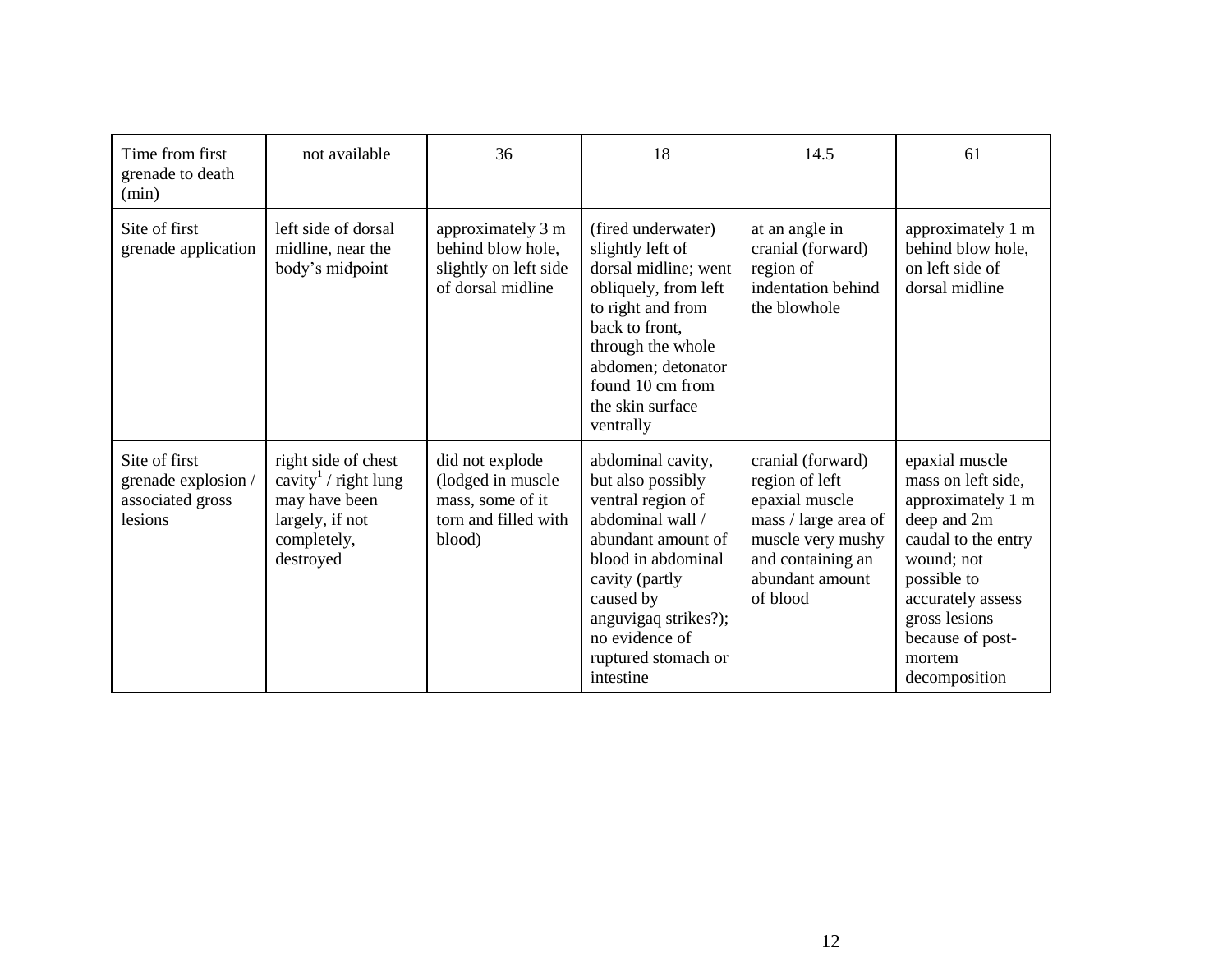| Time from first grenade to death (min) | not available | 36 | 18 | 14.5 | 61 |
|---|---|---|---|---|---|
| Site of first grenade application | left side of dorsal midline, near the body's midpoint | approximately 3 m behind blow hole, slightly on left side of dorsal midline | (fired underwater) slightly left of dorsal midline; went obliquely, from left to right and from back to front, through the whole abdomen; detonator found 10 cm from the skin surface ventrally | at an angle in cranial (forward) region of indentation behind the blowhole | approximately 1 m behind blow hole, on left side of dorsal midline |
| Site of first grenade explosion / associated gross lesions | right side of chest cavity[1] / right lung may have been largely, if not completely, destroyed | did not explode (lodged in muscle mass, some of it torn and filled with blood) | abdominal cavity, but also possibly ventral region of abdominal wall / abundant amount of blood in abdominal cavity (partly caused by anguvigaq strikes?); no evidence of ruptured stomach or intestine | cranial (forward) region of left epaxial muscle mass / large area of muscle very mushy and containing an abundant amount of blood | epaxial muscle mass on left side, approximately 1 m deep and 2m caudal to the entry wound; not possible to accurately assess gross lesions because of post-mortem decomposition |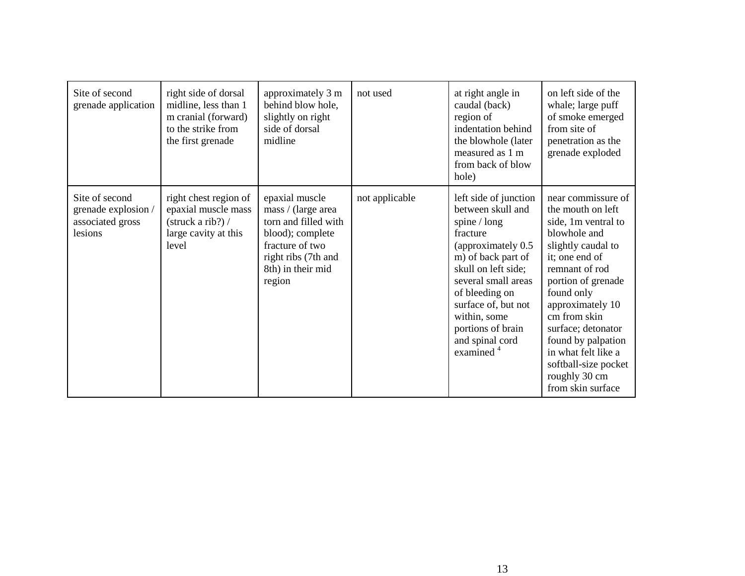| | | | | | |
|---|---|---|---|---|---|
| Site of second grenade application | right side of dorsal midline, less than 1 m cranial (forward) to the strike from the first grenade | approximately 3 m behind blow hole, slightly on right side of dorsal midline | not used | at right angle in caudal (back) region of indentation behind the blowhole (later measured as 1 m from back of blow hole) | on left side of the whale; large puff of smoke emerged from site of penetration as the grenade exploded |
| Site of second grenade explosion / associated gross lesions | right chest region of epaxial muscle mass (struck a rib?) / large cavity at this level | epaxial muscle mass / (large area torn and filled with blood); complete fracture of two right ribs (7th and 8th) in their mid region | not applicable | left side of junction between skull and spine / long fracture (approximately 0.5 m) of back part of skull on left side; several small areas of bleeding on surface of, but not within, some portions of brain and spinal cord examined [4] | near commissure of the mouth on left side, 1m ventral to blowhole and slightly caudal to it; one end of remnant of rod portion of grenade found only approximately 10 cm from skin surface; detonator found by palpation in what felt like a softball-size pocket roughly 30 cm from skin surface |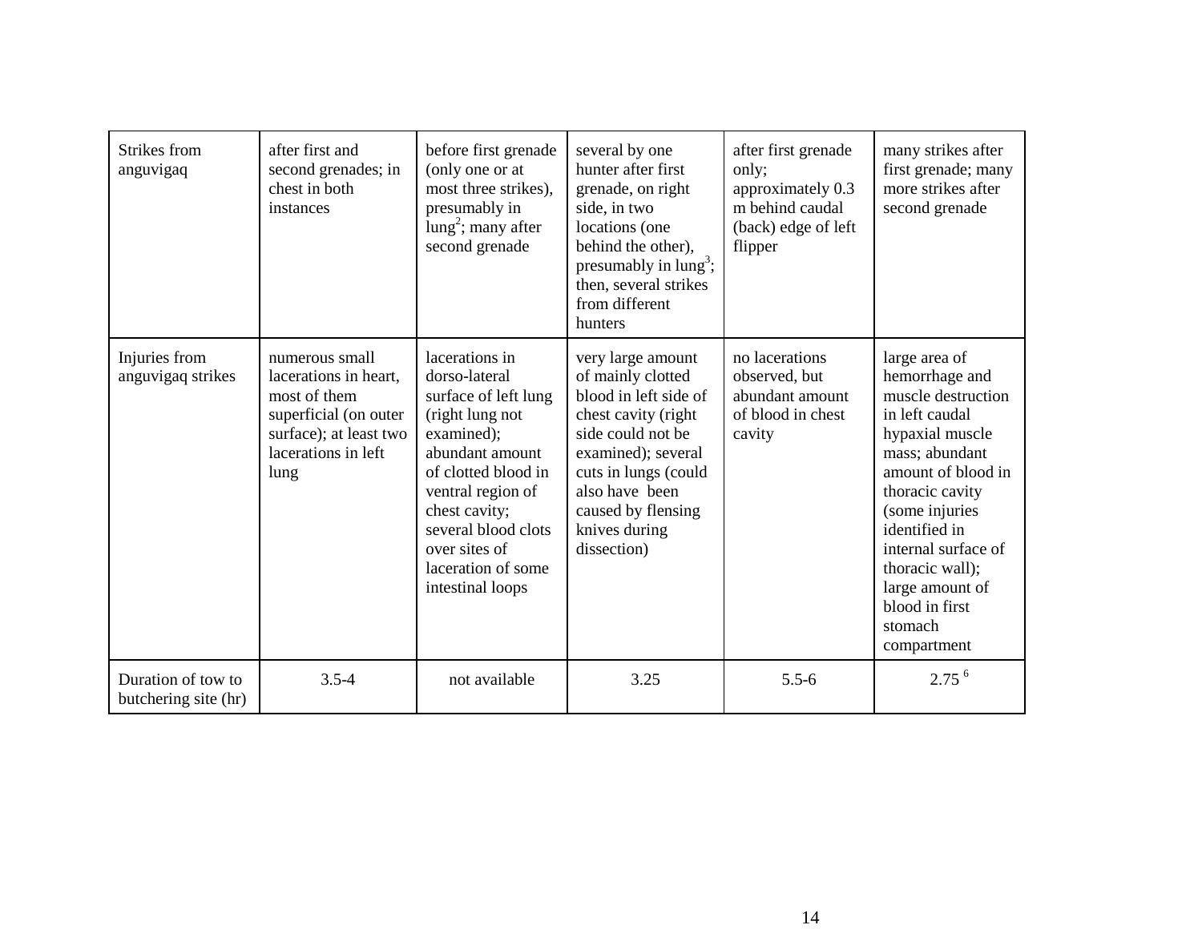| Strikes from anguvigaq | after first and second grenades; in chest in both instances | before first grenade (only one or at most three strikes), presumably in lung[2]; many after second grenade | several by one hunter after first grenade, on right side, in two locations (one behind the other), presumably in lung[3]; then, several strikes from different hunters | after first grenade only; approximately 0.3 m behind caudal (back) edge of left flipper | many strikes after first grenade; many more strikes after second grenade |
|---|---|---|---|---|---|
| Injuries from anguvigaq strikes | numerous small lacerations in heart, most of them superficial (on outer surface); at least two lacerations in left lung | lacerations in dorso-lateral surface of left lung (right lung not examined); abundant amount of clotted blood in ventral region of chest cavity; several blood clots over sites of laceration of some intestinal loops | very large amount of mainly clotted blood in left side of chest cavity (right side could not be examined); several cuts in lungs (could also have been caused by flensing knives during dissection) | no lacerations observed, but abundant amount of blood in chest cavity | large area of hemorrhage and muscle destruction in left caudal hypaxial muscle mass; abundant amount of blood in thoracic cavity (some injuries identified in internal surface of thoracic wall); large amount of blood in first stomach compartment |
| Duration of tow to butchering site (hr) | 3.5-4 | not available | 3.25 | 5.5-6 | 2.75 [6] |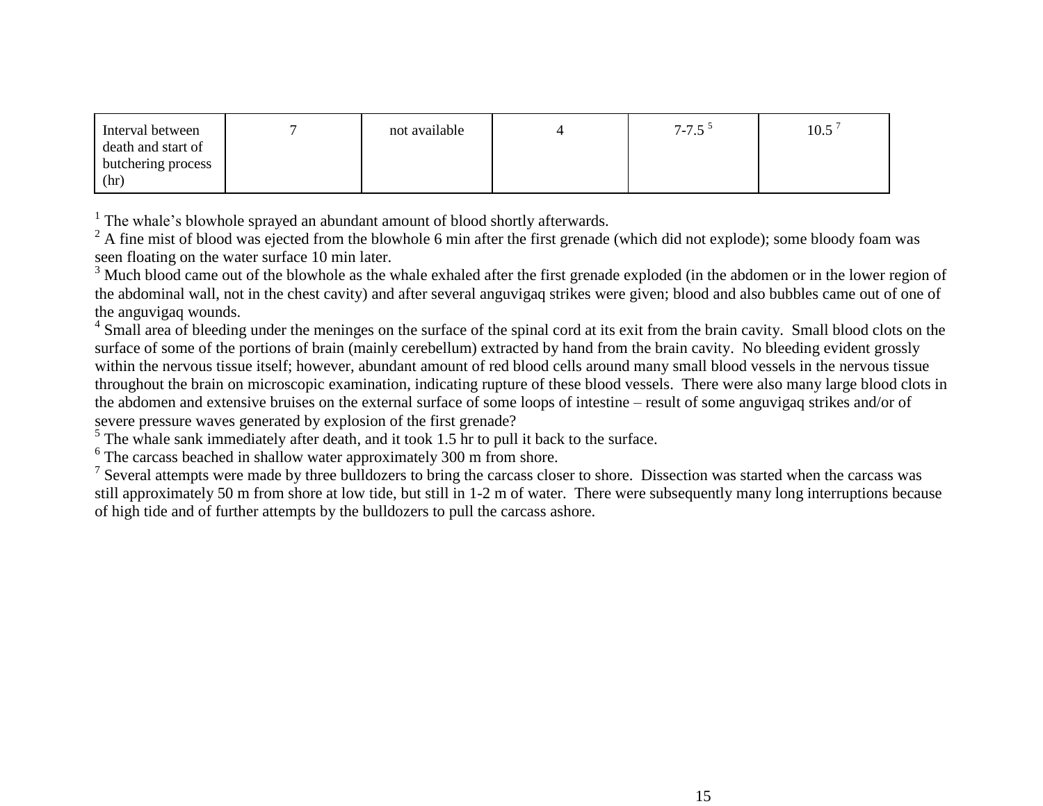| Interval between death and start of butchering process (hr) | 7 | not available | 4 | 7-7.5 [5] | 10.5 [7] |
|---|---|---|---|---|---|

[1] The whale's blowhole sprayed an abundant amount of blood shortly afterwards.

[2] A fine mist of blood was ejected from the blowhole 6 min after the first grenade (which did not explode); some bloody foam was seen floating on the water surface 10 min later.

[3] Much blood came out of the blowhole as the whale exhaled after the first grenade exploded (in the abdomen or in the lower region of the abdominal wall, not in the chest cavity) and after several anguvigaq strikes were given; blood and also bubbles came out of one of the anguvigaq wounds.

[4] Small area of bleeding under the meninges on the surface of the spinal cord at its exit from the brain cavity. Small blood clots on the surface of some of the portions of brain (mainly cerebellum) extracted by hand from the brain cavity. No bleeding evident grossly within the nervous tissue itself; however, abundant amount of red blood cells around many small blood vessels in the nervous tissue throughout the brain on microscopic examination, indicating rupture of these blood vessels. There were also many large blood clots in the abdomen and extensive bruises on the external surface of some loops of intestine – result of some anguvigaq strikes and/or of severe pressure waves generated by explosion of the first grenade?

[5] The whale sank immediately after death, and it took 1.5 hr to pull it back to the surface.

[6] The carcass beached in shallow water approximately 300 m from shore.

[7] Several attempts were made by three bulldozers to bring the carcass closer to shore. Dissection was started when the carcass was still approximately 50 m from shore at low tide, but still in 1-2 m of water. There were subsequently many long interruptions because of high tide and of further attempts by the bulldozers to pull the carcass ashore.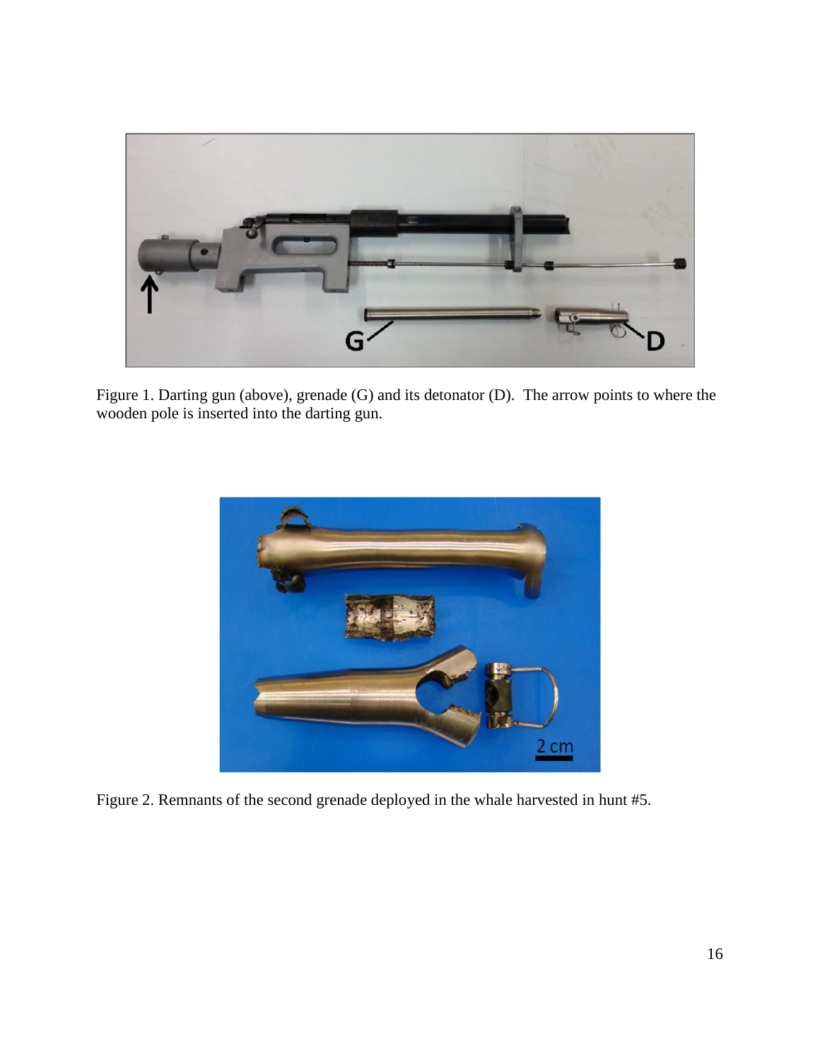Figure 1. Darting gun (above), grenade (G) and its detonator (D). The arrow points to where the wooden pole is inserted into the darting gun.

Figure 2. Remnants of the second grenade deployed in the whale harvested in hunt #5.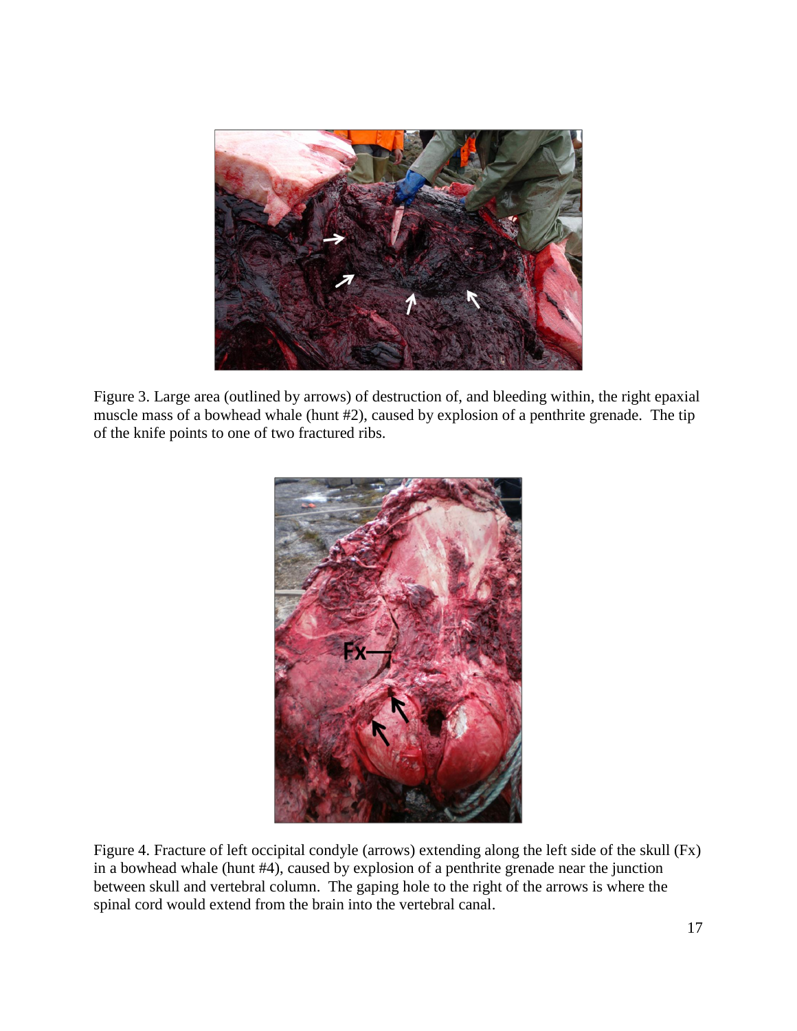Figure 3. Large area (outlined by arrows) of destruction of, and bleeding within, the right epaxial muscle mass of a bowhead whale (hunt #2), caused by explosion of a penthrite grenade. The tip of the knife points to one of two fractured ribs.

Figure 4. Fracture of left occipital condyle (arrows) extending along the left side of the skull (Fx) in a bowhead whale (hunt #4), caused by explosion of a penthrite grenade near the junction between skull and vertebral column. The gaping hole to the right of the arrows is where the spinal cord would extend from the brain into the vertebral canal.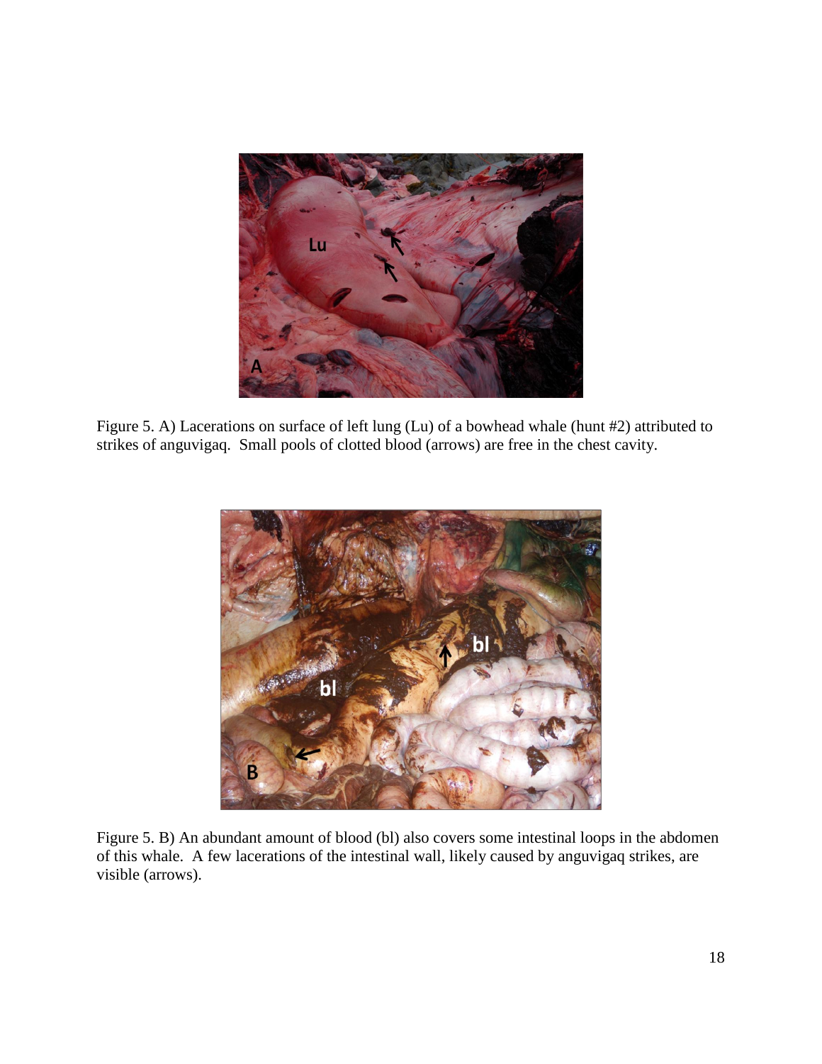Figure 5. A) Lacerations on surface of left lung (Lu) of a bowhead whale (hunt #2) attributed to strikes of anguvigaq. Small pools of clotted blood (arrows) are free in the chest cavity.

Figure 5. B) An abundant amount of blood (bl) also covers some intestinal loops in the abdomen of this whale. A few lacerations of the intestinal wall, likely caused by anguvigaq strikes, are visible (arrows).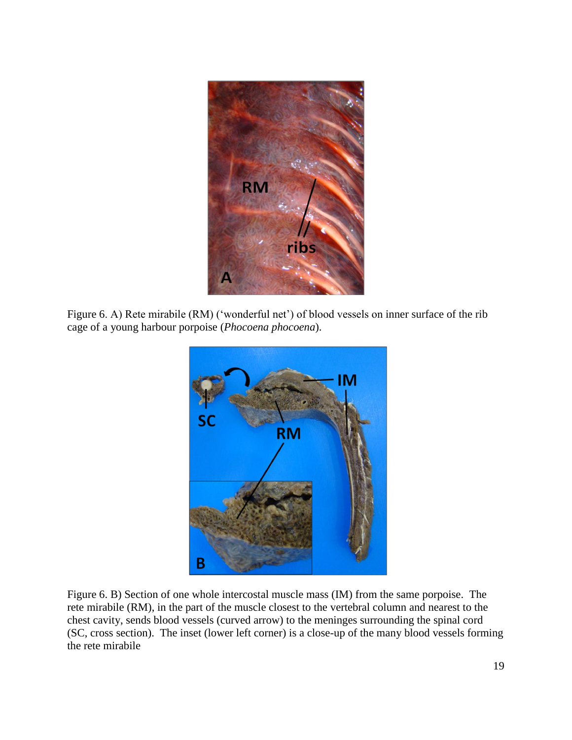Figure 6. A) Rete mirabile (RM) (‘wonderful net’) of blood vessels on inner surface of the rib cage of a young harbour porpoise (*Phocoena phocoena*).

Figure 6. B) Section of one whole intercostal muscle mass (IM) from the same porpoise. The rete mirabile (RM), in the part of the muscle closest to the vertebral column and nearest to the chest cavity, sends blood vessels (curved arrow) to the meninges surrounding the spinal cord (SC, cross section). The inset (lower left corner) is a close-up of the many blood vessels forming the rete mirabile